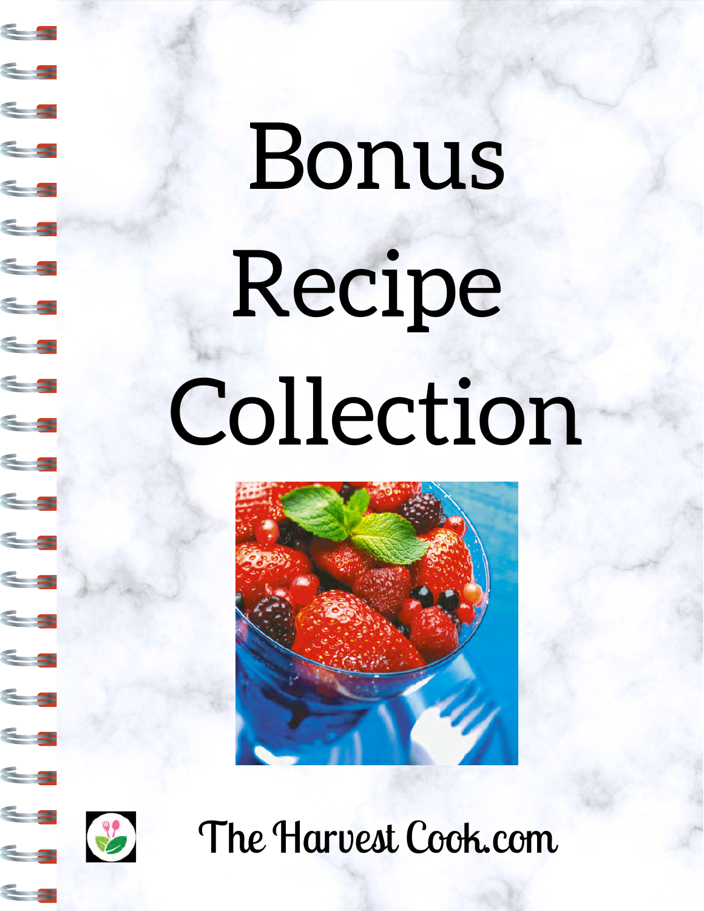# Bonus Recipe Collection

The Harvest Cook.com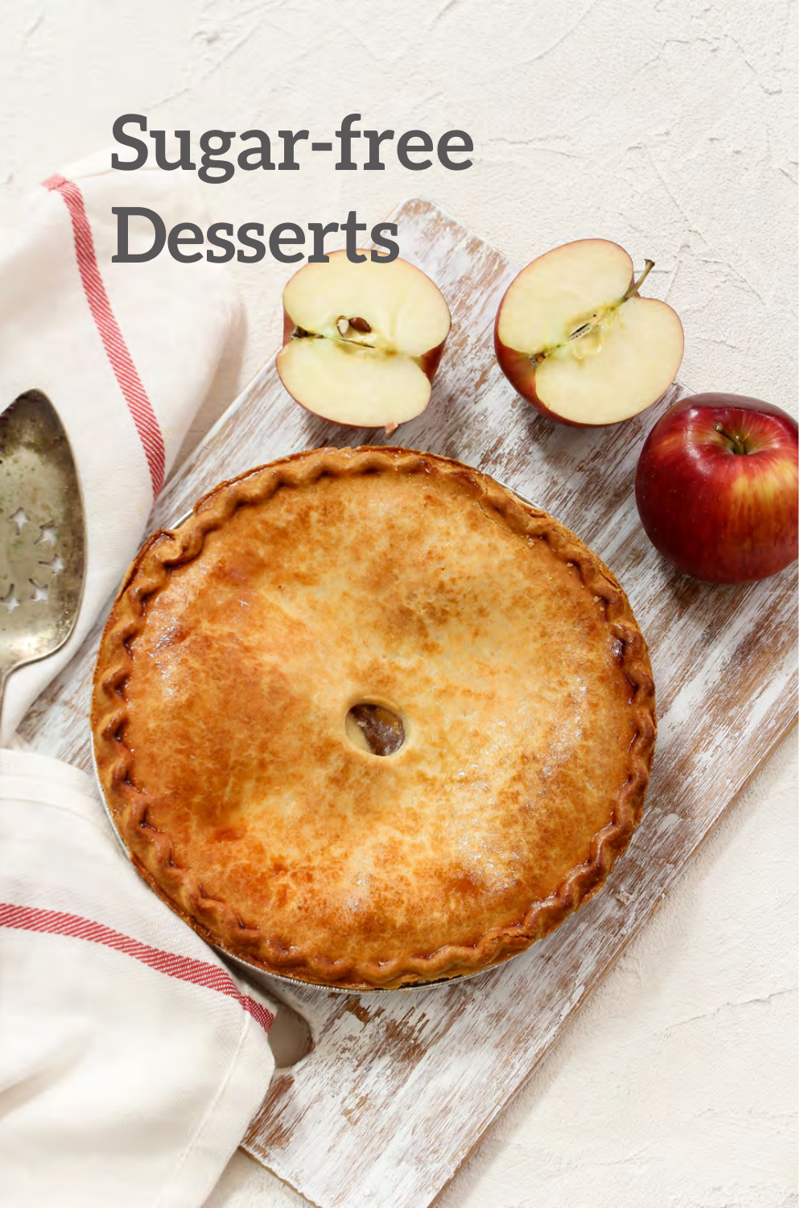# Sugar-free Desserts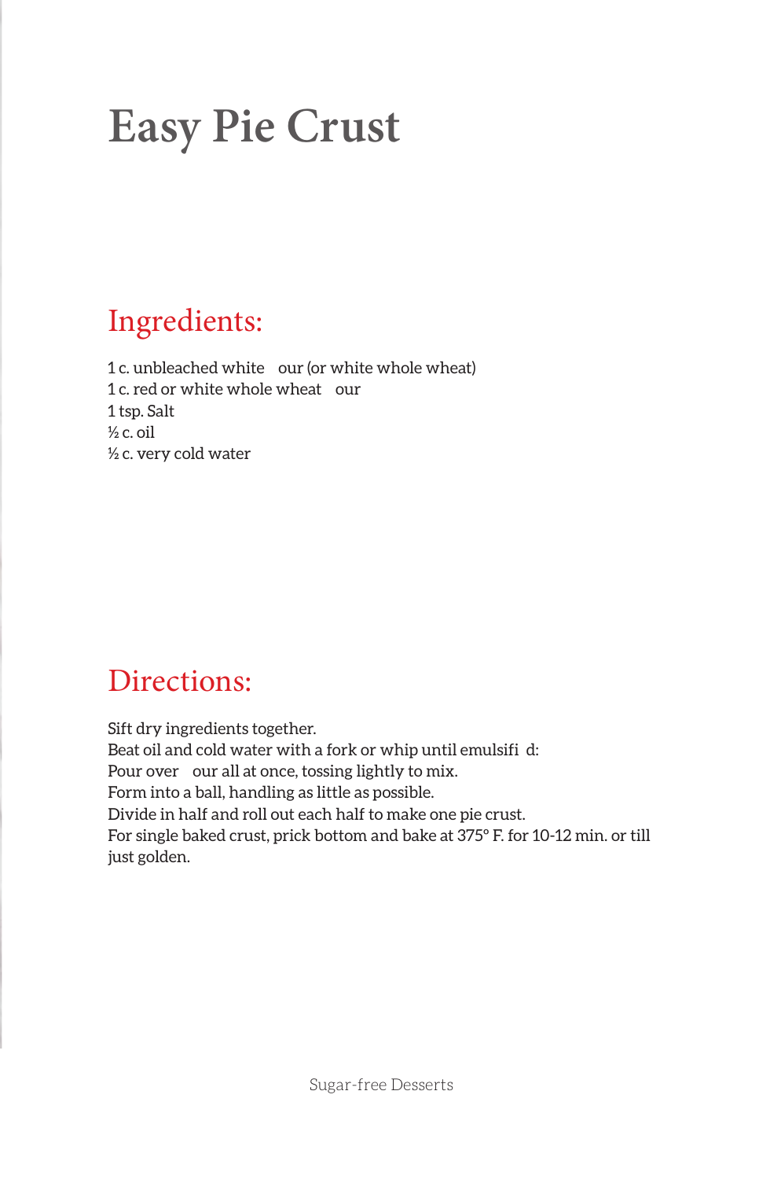# Easy Pie Crust

## Ingredients:

1 c. unbleached white  our (or white whole wheat)
1 c. red or white whole wheat  our
1 tsp. Salt
½ c. oil
½ c. very cold water

## Directions:

Sift dry ingredients together.
Beat oil and cold water with a fork or whip until emulsifi d:
Pour over  our all at once, tossing lightly to mix.
Form into a ball, handling as little as possible.
Divide in half and roll out each half to make one pie crust.
For single baked crust, prick bottom and bake at 375° F. for 10-12 min. or till just golden.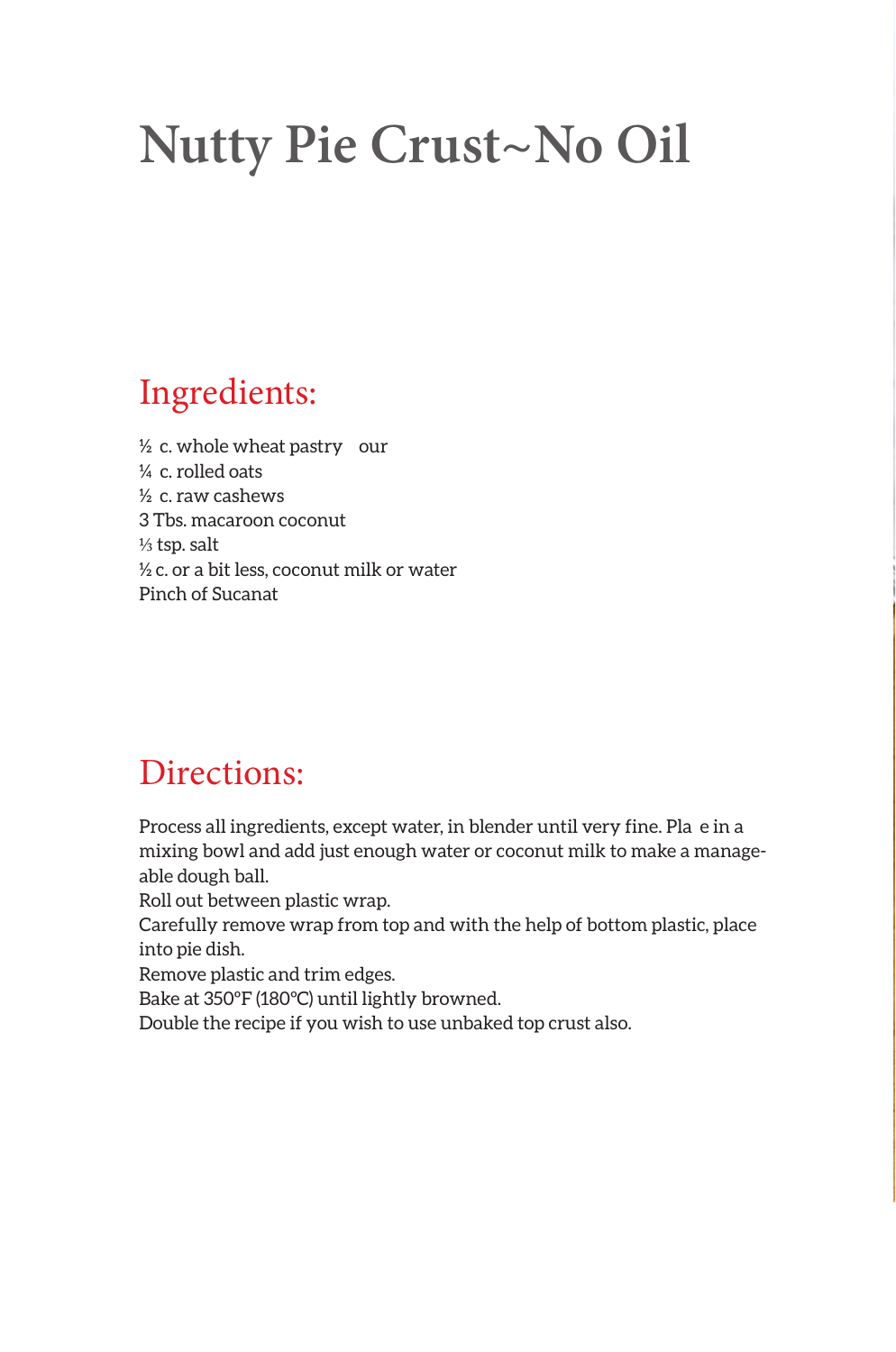# Nutty Pie Crust~No Oil

## Ingredients:

½ c. whole wheat pastry flour
¼ c. rolled oats
½ c. raw cashews
3 Tbs. macaroon coconut
⅓ tsp. salt
½ c. or a bit less, coconut milk or water
Pinch of Sucanat

## Directions:

Process all ingredients, except water, in blender until very fine. Place in a mixing bowl and add just enough water or coconut milk to make a manageable dough ball.
Roll out between plastic wrap.
Carefully remove wrap from top and with the help of bottom plastic, place into pie dish.
Remove plastic and trim edges.
Bake at 350°F (180°C) until lightly browned.
Double the recipe if you wish to use unbaked top crust also.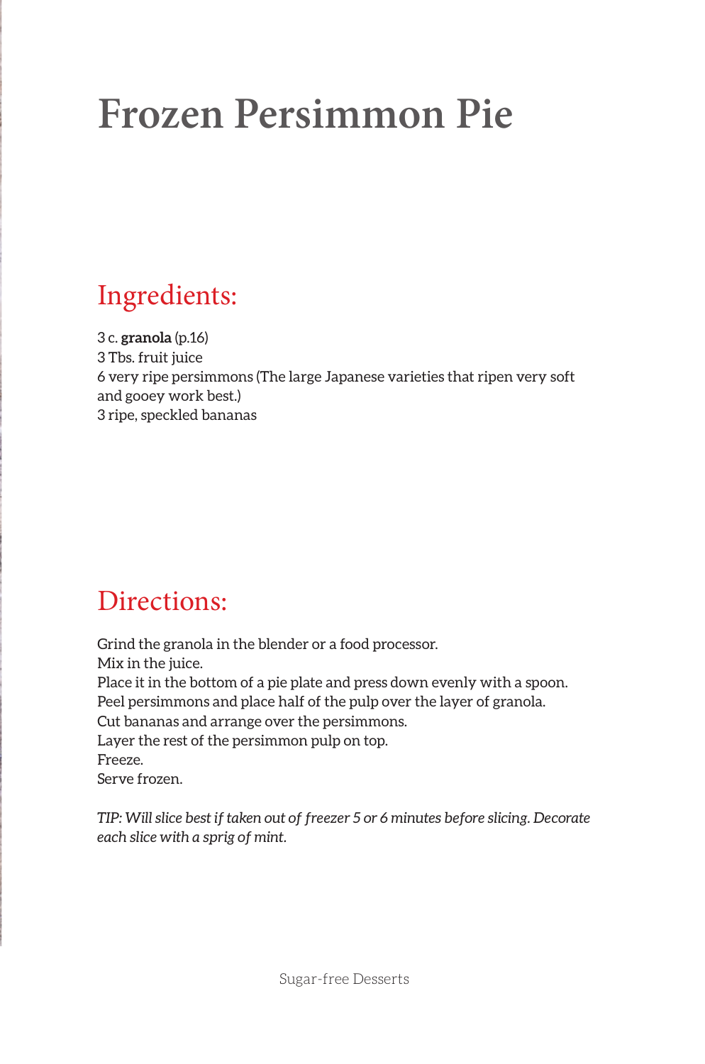# Frozen Persimmon Pie

## Ingredients:

3 c. **granola** (p.16)
3 Tbs. fruit juice
6 very ripe persimmons (The large Japanese varieties that ripen very soft and gooey work best.)
3 ripe, speckled bananas

## Directions:

Grind the granola in the blender or a food processor.
Mix in the juice.
Place it in the bottom of a pie plate and press down evenly with a spoon.
Peel persimmons and place half of the pulp over the layer of granola.
Cut bananas and arrange over the persimmons.
Layer the rest of the persimmon pulp on top.
Freeze.
Serve frozen.

*TIP: Will slice best if taken out of freezer 5 or 6 minutes before slicing. Decorate each slice with a sprig of mint.*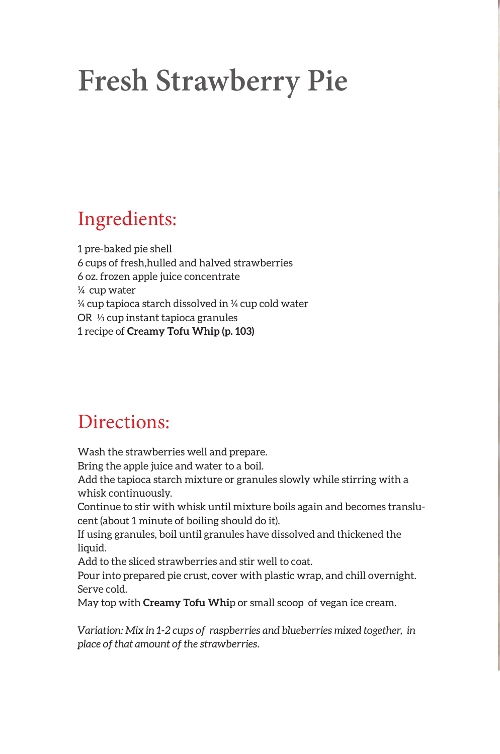# Fresh Strawberry Pie

## Ingredients:

1 pre-baked pie shell
6 cups of fresh,hulled and halved strawberries
6 oz. frozen apple juice concentrate
¼ cup water
¼ cup tapioca starch dissolved in ¼ cup cold water
OR ⅓ cup instant tapioca granules
1 recipe of **Creamy Tofu Whip (p. 103)**

## Directions:

Wash the strawberries well and prepare.
Bring the apple juice and water to a boil.
Add the tapioca starch mixture or granules slowly while stirring with a whisk continuously.
Continue to stir with whisk until mixture boils again and becomes translucent (about 1 minute of boiling should do it).
If using granules, boil until granules have dissolved and thickened the liquid.
Add to the sliced strawberries and stir well to coat.
Pour into prepared pie crust, cover with plastic wrap, and chill overnight.
Serve cold.
May top with **Creamy Tofu Whi**p or small scoop of vegan ice cream.

*Variation: Mix in 1-2 cups of raspberries and blueberries mixed together, in place of that amount of the strawberries.*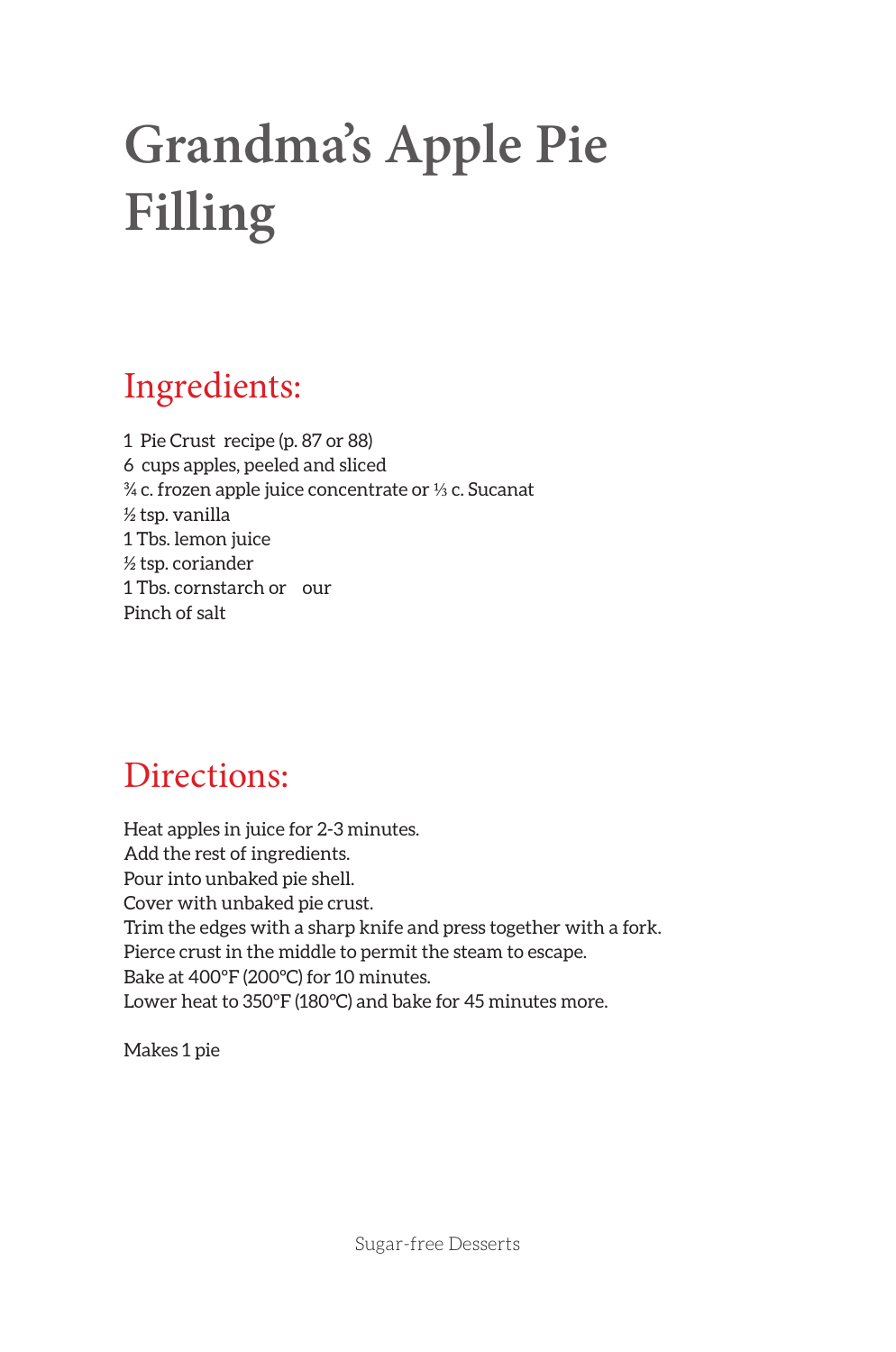# Grandma's Apple Pie Filling

## Ingredients:

1 Pie Crust recipe (p. 87 or 88)
6 cups apples, peeled and sliced
¾ c. frozen apple juice concentrate or ⅓ c. Sucanat
½ tsp. vanilla
1 Tbs. lemon juice
½ tsp. coriander
1 Tbs. cornstarch or our
Pinch of salt

## Directions:

Heat apples in juice for 2-3 minutes.
Add the rest of ingredients.
Pour into unbaked pie shell.
Cover with unbaked pie crust.
Trim the edges with a sharp knife and press together with a fork.
Pierce crust in the middle to permit the steam to escape.
Bake at 400°F (200°C) for 10 minutes.
Lower heat to 350°F (180°C) and bake for 45 minutes more.

Makes 1 pie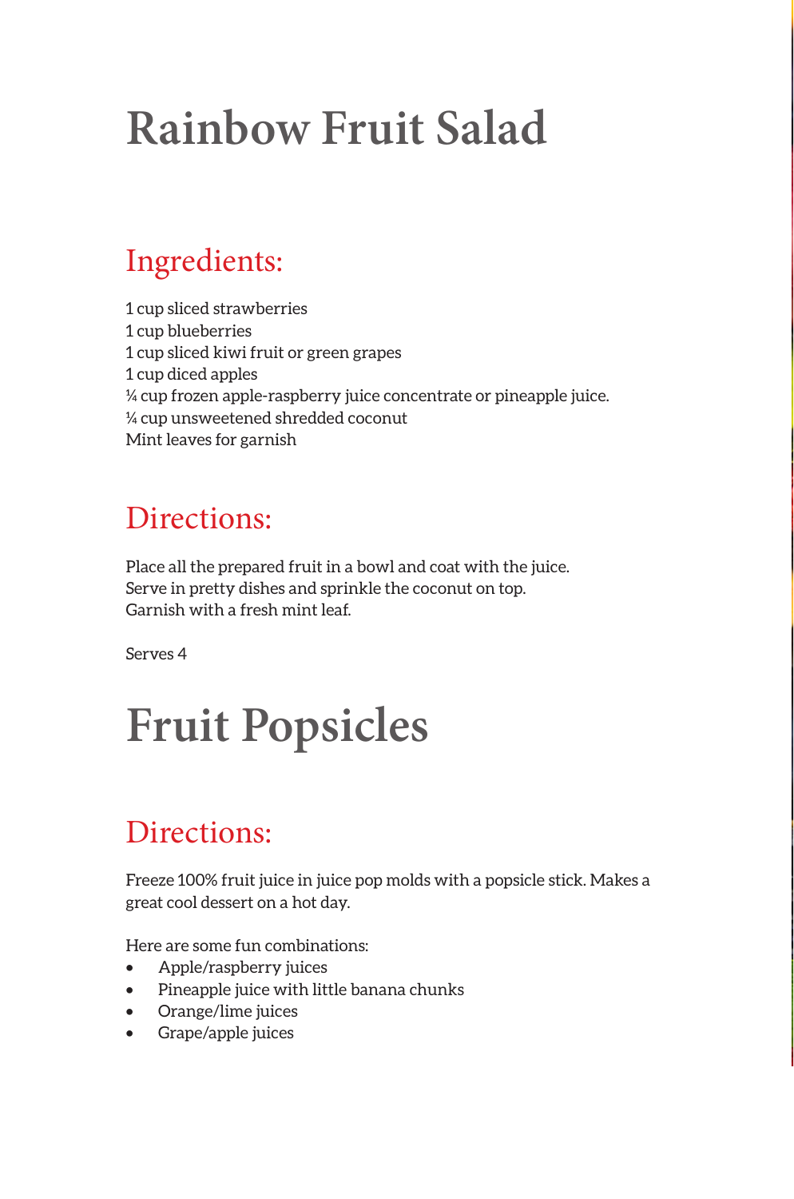# Rainbow Fruit Salad

## Ingredients:

1 cup sliced strawberries
1 cup blueberries
1 cup sliced kiwi fruit or green grapes
1 cup diced apples
¼ cup frozen apple-raspberry juice concentrate or pineapple juice.
¼ cup unsweetened shredded coconut
Mint leaves for garnish

## Directions:

Place all the prepared fruit in a bowl and coat with the juice.
Serve in pretty dishes and sprinkle the coconut on top.
Garnish with a fresh mint leaf.

Serves 4

# Fruit Popsicles

## Directions:

Freeze 100% fruit juice in juice pop molds with a popsicle stick. Makes a great cool dessert on a hot day.

Here are some fun combinations:

- Apple/raspberry juices
- Pineapple juice with little banana chunks
- Orange/lime juices
- Grape/apple juices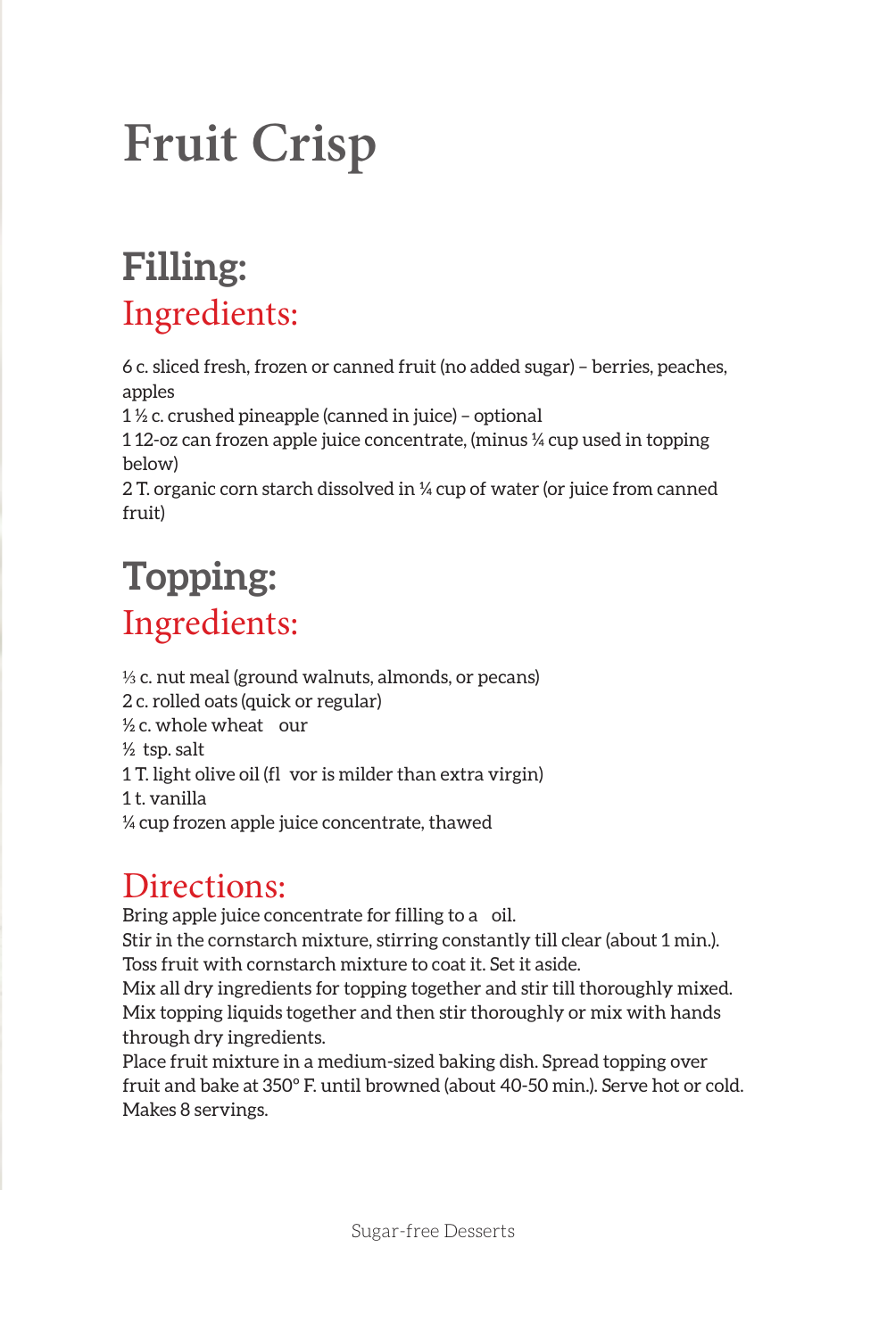# Fruit Crisp

## Filling:

### Ingredients:

6 c. sliced fresh, frozen or canned fruit (no added sugar) – berries, peaches, apples
1 ½ c. crushed pineapple (canned in juice) – optional
1 12-oz can frozen apple juice concentrate, (minus ¼ cup used in topping below)
2 T. organic corn starch dissolved in ¼ cup of water (or juice from canned fruit)

## Topping:

### Ingredients:

⅓ c. nut meal (ground walnuts, almonds, or pecans)
2 c. rolled oats (quick or regular)
½ c. whole wheat our
½ tsp. salt
1 T. light olive oil (fl vor is milder than extra virgin)
1 t. vanilla
¼ cup frozen apple juice concentrate, thawed

### Directions:

Bring apple juice concentrate for filling to a oil.
Stir in the cornstarch mixture, stirring constantly till clear (about 1 min.).
Toss fruit with cornstarch mixture to coat it. Set it aside.
Mix all dry ingredients for topping together and stir till thoroughly mixed.
Mix topping liquids together and then stir thoroughly or mix with hands through dry ingredients.
Place fruit mixture in a medium-sized baking dish. Spread topping over fruit and bake at 350° F. until browned (about 40-50 min.). Serve hot or cold. Makes 8 servings.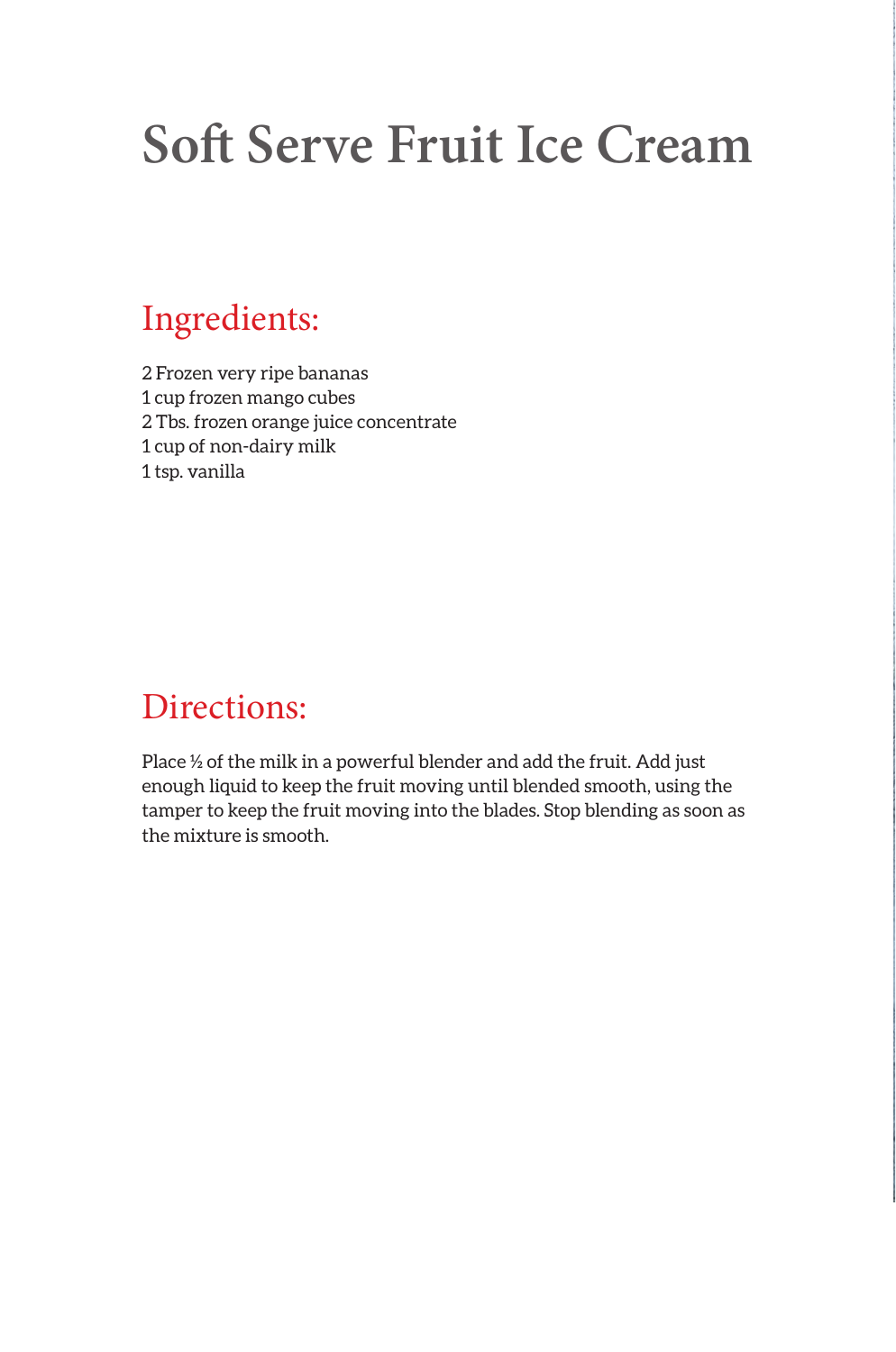# Soft Serve Fruit Ice Cream

## Ingredients:

2 Frozen very ripe bananas
1 cup frozen mango cubes
2 Tbs. frozen orange juice concentrate
1 cup of non-dairy milk
1 tsp. vanilla

## Directions:

Place ½ of the milk in a powerful blender and add the fruit. Add just enough liquid to keep the fruit moving until blended smooth, using the tamper to keep the fruit moving into the blades. Stop blending as soon as the mixture is smooth.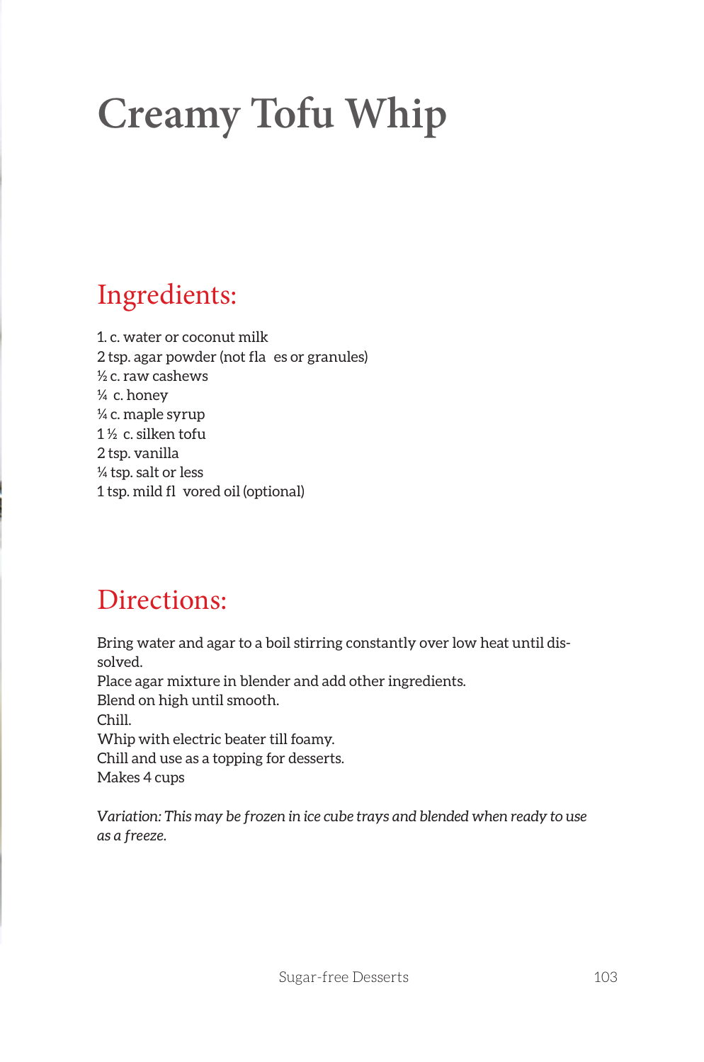# Creamy Tofu Whip

## Ingredients:

1. c. water or coconut milk
2 tsp. agar powder (not fla es or granules)
½ c. raw cashews
¼ c. honey
¼ c. maple syrup
1 ½ c. silken tofu
2 tsp. vanilla
¼ tsp. salt or less
1 tsp. mild fl vored oil (optional)

## Directions:

Bring water and agar to a boil stirring constantly over low heat until dissolved.
Place agar mixture in blender and add other ingredients.
Blend on high until smooth.
Chill.
Whip with electric beater till foamy.
Chill and use as a topping for desserts.
Makes 4 cups

*Variation: This may be frozen in ice cube trays and blended when ready to use as a freeze.*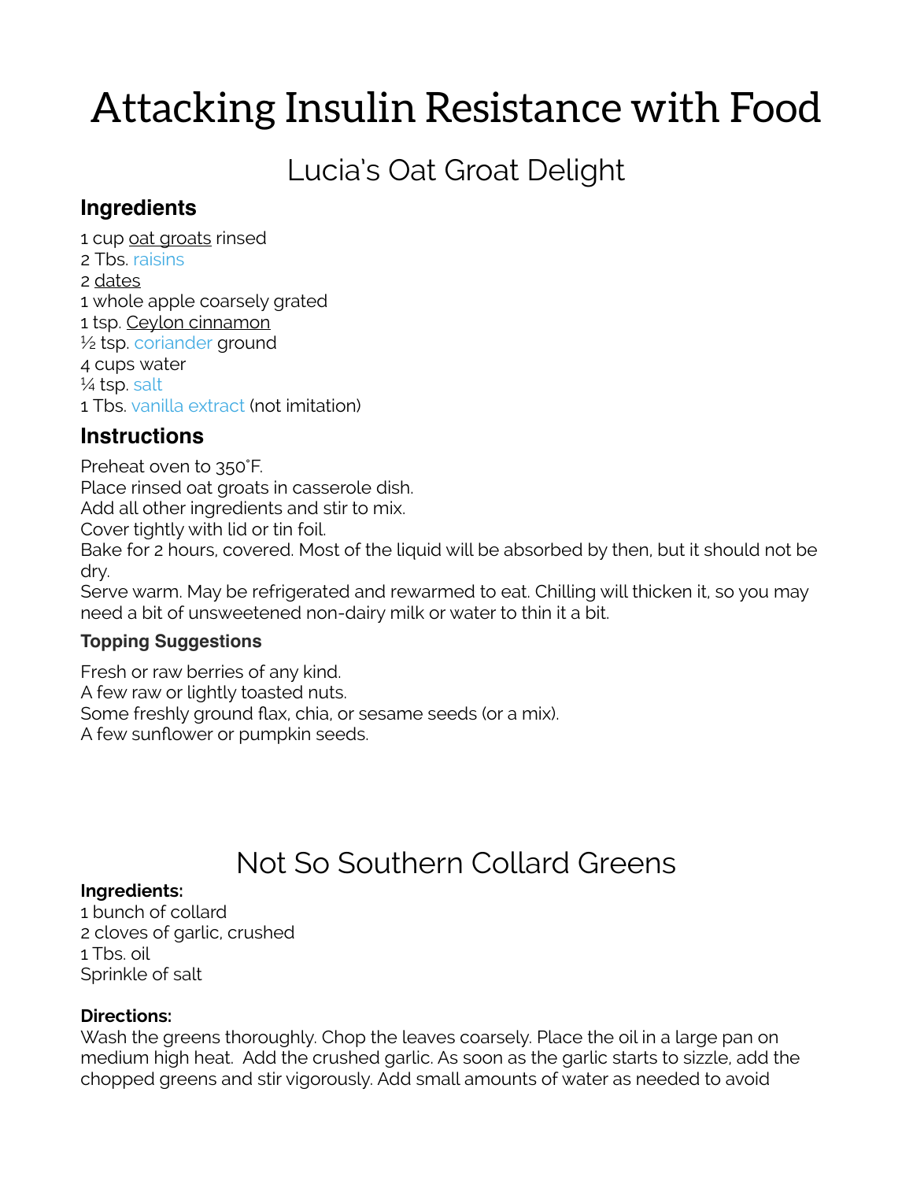# Attacking Insulin Resistance with Food

## Lucia's Oat Groat Delight

### Ingredients

1 cup oat groats rinsed
2 Tbs. raisins
2 dates
1 whole apple coarsely grated
1 tsp. Ceylon cinnamon
½ tsp. coriander ground
4 cups water
¼ tsp. salt
1 Tbs. vanilla extract (not imitation)

### Instructions

Preheat oven to 350˚F.
Place rinsed oat groats in casserole dish.
Add all other ingredients and stir to mix.
Cover tightly with lid or tin foil.
Bake for 2 hours, covered. Most of the liquid will be absorbed by then, but it should not be dry.
Serve warm. May be refrigerated and rewarmed to eat. Chilling will thicken it, so you may need a bit of unsweetened non-dairy milk or water to thin it a bit.

#### Topping Suggestions

Fresh or raw berries of any kind.
A few raw or lightly toasted nuts.
Some freshly ground flax, chia, or sesame seeds (or a mix).
A few sunflower or pumpkin seeds.

## Not So Southern Collard Greens

**Ingredients:**
1 bunch of collard
2 cloves of garlic, crushed
1 Tbs. oil
Sprinkle of salt

**Directions:**
Wash the greens thoroughly. Chop the leaves coarsely. Place the oil in a large pan on medium high heat. Add the crushed garlic. As soon as the garlic starts to sizzle, add the chopped greens and stir vigorously. Add small amounts of water as needed to avoid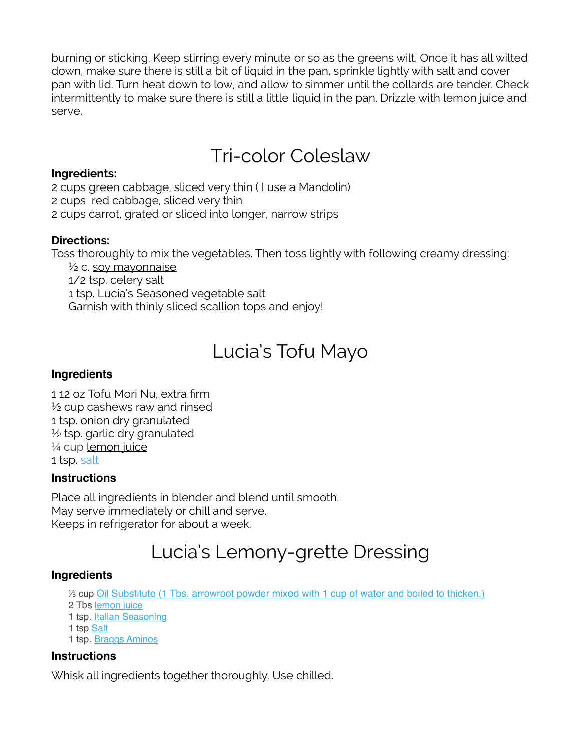burning or sticking. Keep stirring every minute or so as the greens wilt. Once it has all wilted down, make sure there is still a bit of liquid in the pan, sprinkle lightly with salt and cover pan with lid. Turn heat down to low, and allow to simmer until the collards are tender. Check intermittently to make sure there is still a little liquid in the pan. Drizzle with lemon juice and serve.

# Tri-color Coleslaw

**Ingredients:**

2 cups green cabbage, sliced very thin ( I use a Mandolin)
2 cups  red cabbage, sliced very thin
2 cups carrot, grated or sliced into longer, narrow strips

**Directions:**

Toss thoroughly to mix the vegetables. Then toss lightly with following creamy dressing:

½ c. soy mayonnaise
1/2 tsp. celery salt
1 tsp. Lucia's Seasoned vegetable salt
Garnish with thinly sliced scallion tops and enjoy!

# Lucia's Tofu Mayo

**Ingredients**

1 12 oz Tofu Mori Nu, extra firm
½ cup cashews raw and rinsed
1 tsp. onion dry granulated
½ tsp. garlic dry granulated
¼ cup lemon juice
1 tsp. salt

**Instructions**

Place all ingredients in blender and blend until smooth.
May serve immediately or chill and serve.
Keeps in refrigerator for about a week.

# Lucia's Lemony-grette Dressing

**Ingredients**

⅓ cup Oil Substitute (1 Tbs. arrowroot powder mixed with 1 cup of water and boiled to thicken.)
2 Tbs lemon juice
1 tsp. Italian Seasoning
1 tsp Salt
1 tsp. Braggs Aminos

**Instructions**

Whisk all ingredients together thoroughly. Use chilled.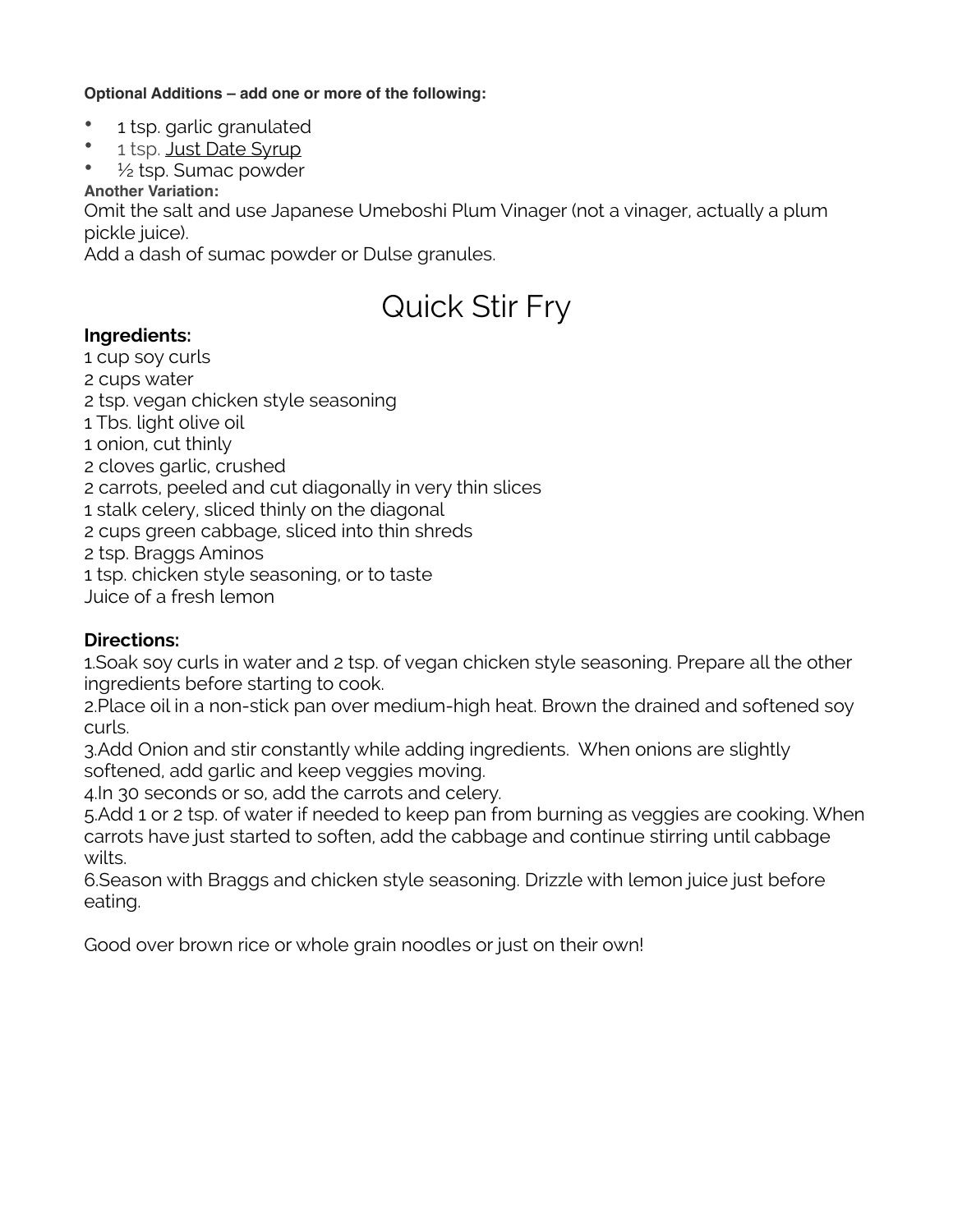**Optional Additions – add one or more of the following:**

- 1 tsp. garlic granulated
- 1 tsp. Just Date Syrup
- ½ tsp. Sumac powder

**Another Variation:**

Omit the salt and use Japanese Umeboshi Plum Vinager (not a vinager, actually a plum pickle juice).

Add a dash of sumac powder or Dulse granules.

# Quick Stir Fry

**Ingredients:**

1 cup soy curls
2 cups water
2 tsp. vegan chicken style seasoning
1 Tbs. light olive oil
1 onion, cut thinly
2 cloves garlic, crushed
2 carrots, peeled and cut diagonally in very thin slices
1 stalk celery, sliced thinly on the diagonal
2 cups green cabbage, sliced into thin shreds
2 tsp. Braggs Aminos
1 tsp. chicken style seasoning, or to taste
Juice of a fresh lemon

**Directions:**

1.Soak soy curls in water and 2 tsp. of vegan chicken style seasoning. Prepare all the other ingredients before starting to cook.
2.Place oil in a non-stick pan over medium-high heat. Brown the drained and softened soy curls.
3.Add Onion and stir constantly while adding ingredients. When onions are slightly softened, add garlic and keep veggies moving.
4.In 30 seconds or so, add the carrots and celery.
5.Add 1 or 2 tsp. of water if needed to keep pan from burning as veggies are cooking. When carrots have just started to soften, add the cabbage and continue stirring until cabbage wilts.
6.Season with Braggs and chicken style seasoning. Drizzle with lemon juice just before eating.

Good over brown rice or whole grain noodles or just on their own!